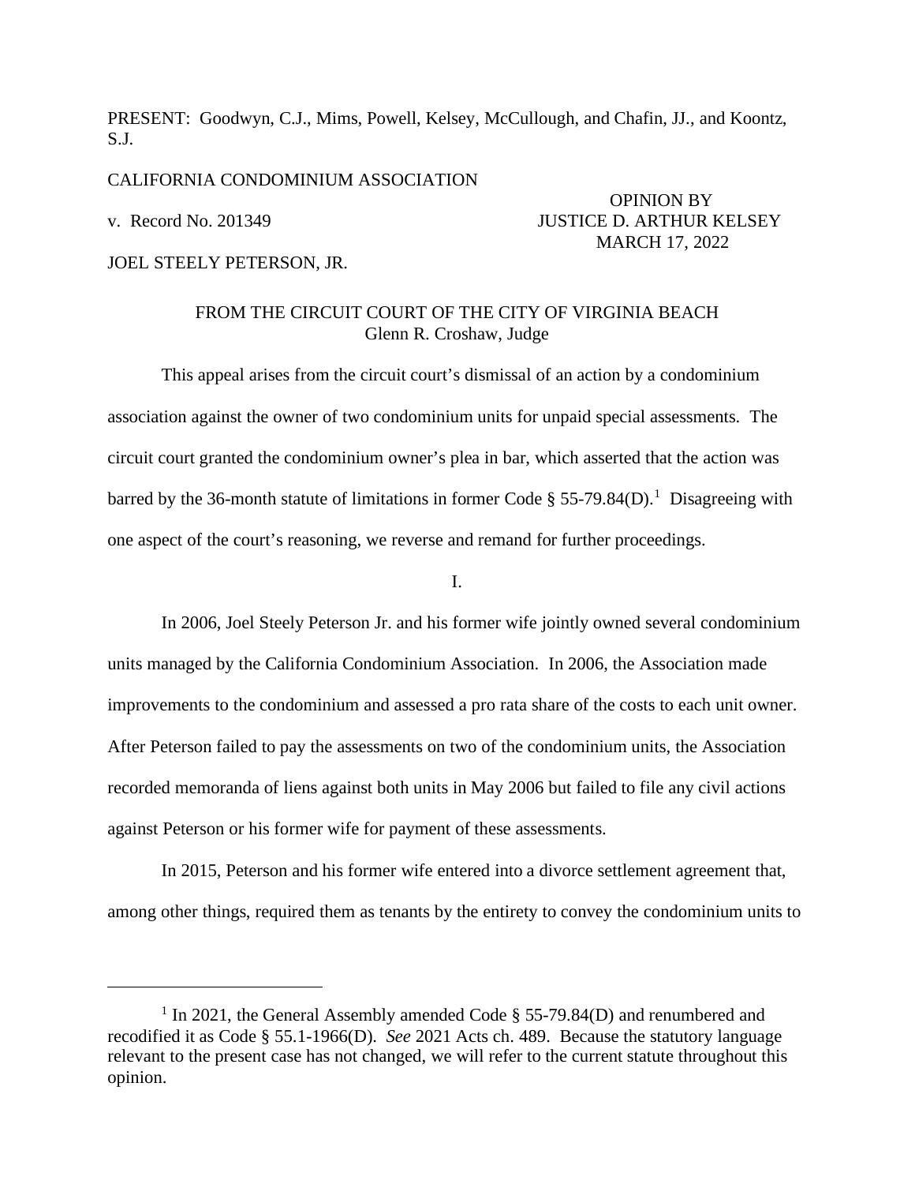PRESENT: Goodwyn, C.J., Mims, Powell, Kelsey, McCullough, and Chafin, JJ., and Koontz, S.J.

CALIFORNIA CONDOMINIUM ASSOCIATION

v. Record No. 201349

JOEL STEELY PETERSON, JR.

OPINION BY
JUSTICE D. ARTHUR KELSEY
MARCH 17, 2022

FROM THE CIRCUIT COURT OF THE CITY OF VIRGINIA BEACH
Glenn R. Croshaw, Judge

This appeal arises from the circuit court's dismissal of an action by a condominium association against the owner of two condominium units for unpaid special assessments. The circuit court granted the condominium owner's plea in bar, which asserted that the action was barred by the 36-month statute of limitations in former Code § 55-79.84(D).[1] Disagreeing with one aspect of the court's reasoning, we reverse and remand for further proceedings.

I.

In 2006, Joel Steely Peterson Jr. and his former wife jointly owned several condominium units managed by the California Condominium Association. In 2006, the Association made improvements to the condominium and assessed a pro rata share of the costs to each unit owner. After Peterson failed to pay the assessments on two of the condominium units, the Association recorded memoranda of liens against both units in May 2006 but failed to file any civil actions against Peterson or his former wife for payment of these assessments.

In 2015, Peterson and his former wife entered into a divorce settlement agreement that, among other things, required them as tenants by the entirety to convey the condominium units to

[1] In 2021, the General Assembly amended Code § 55-79.84(D) and renumbered and recodified it as Code § 55.1-1966(D). *See* 2021 Acts ch. 489. Because the statutory language relevant to the present case has not changed, we will refer to the current statute throughout this opinion.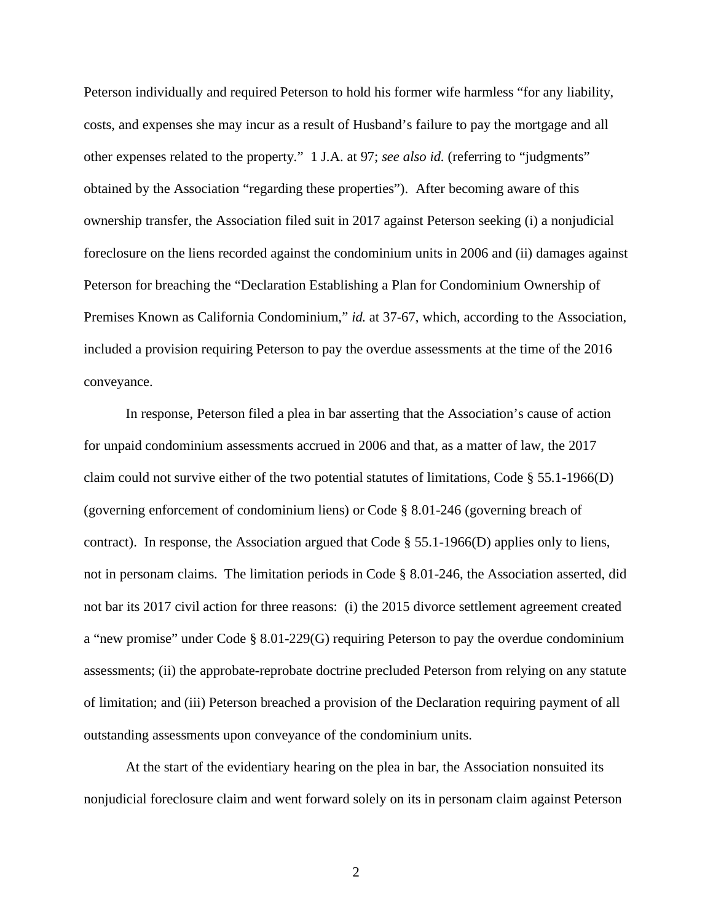Peterson individually and required Peterson to hold his former wife harmless "for any liability, costs, and expenses she may incur as a result of Husband's failure to pay the mortgage and all other expenses related to the property." 1 J.A. at 97; *see also id.* (referring to "judgments" obtained by the Association "regarding these properties"). After becoming aware of this ownership transfer, the Association filed suit in 2017 against Peterson seeking (i) a nonjudicial foreclosure on the liens recorded against the condominium units in 2006 and (ii) damages against Peterson for breaching the "Declaration Establishing a Plan for Condominium Ownership of Premises Known as California Condominium," *id.* at 37-67, which, according to the Association, included a provision requiring Peterson to pay the overdue assessments at the time of the 2016 conveyance.

In response, Peterson filed a plea in bar asserting that the Association's cause of action for unpaid condominium assessments accrued in 2006 and that, as a matter of law, the 2017 claim could not survive either of the two potential statutes of limitations, Code § 55.1-1966(D) (governing enforcement of condominium liens) or Code § 8.01-246 (governing breach of contract). In response, the Association argued that Code § 55.1-1966(D) applies only to liens, not in personam claims. The limitation periods in Code § 8.01-246, the Association asserted, did not bar its 2017 civil action for three reasons: (i) the 2015 divorce settlement agreement created a "new promise" under Code § 8.01-229(G) requiring Peterson to pay the overdue condominium assessments; (ii) the approbate-reprobate doctrine precluded Peterson from relying on any statute of limitation; and (iii) Peterson breached a provision of the Declaration requiring payment of all outstanding assessments upon conveyance of the condominium units.

At the start of the evidentiary hearing on the plea in bar, the Association nonsuited its nonjudicial foreclosure claim and went forward solely on its in personam claim against Peterson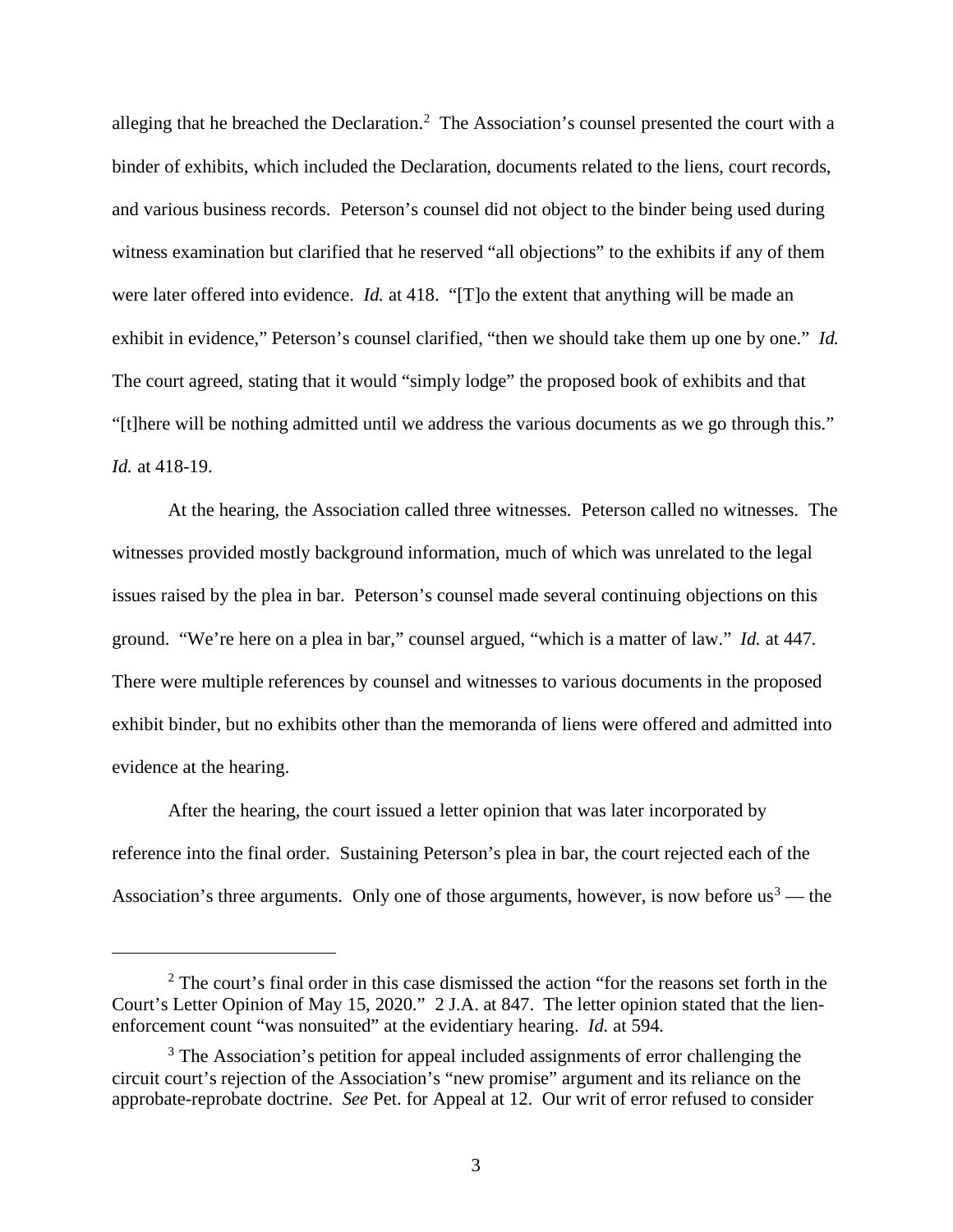alleging that he breached the Declaration.[2] The Association's counsel presented the court with a binder of exhibits, which included the Declaration, documents related to the liens, court records, and various business records. Peterson's counsel did not object to the binder being used during witness examination but clarified that he reserved "all objections" to the exhibits if any of them were later offered into evidence. *Id.* at 418. "[T]o the extent that anything will be made an exhibit in evidence," Peterson's counsel clarified, "then we should take them up one by one." *Id.* The court agreed, stating that it would "simply lodge" the proposed book of exhibits and that "[t]here will be nothing admitted until we address the various documents as we go through this." *Id.* at 418-19.

At the hearing, the Association called three witnesses. Peterson called no witnesses. The witnesses provided mostly background information, much of which was unrelated to the legal issues raised by the plea in bar. Peterson's counsel made several continuing objections on this ground. "We're here on a plea in bar," counsel argued, "which is a matter of law." *Id.* at 447. There were multiple references by counsel and witnesses to various documents in the proposed exhibit binder, but no exhibits other than the memoranda of liens were offered and admitted into evidence at the hearing.

After the hearing, the court issued a letter opinion that was later incorporated by reference into the final order. Sustaining Peterson's plea in bar, the court rejected each of the Association's three arguments. Only one of those arguments, however, is now before us[3] — the

---

[2] The court's final order in this case dismissed the action "for the reasons set forth in the Court's Letter Opinion of May 15, 2020." 2 J.A. at 847. The letter opinion stated that the lien-enforcement count "was nonsuited" at the evidentiary hearing. *Id.* at 594.

[3] The Association's petition for appeal included assignments of error challenging the circuit court's rejection of the Association's "new promise" argument and its reliance on the approbate-reprobate doctrine. *See* Pet. for Appeal at 12. Our writ of error refused to consider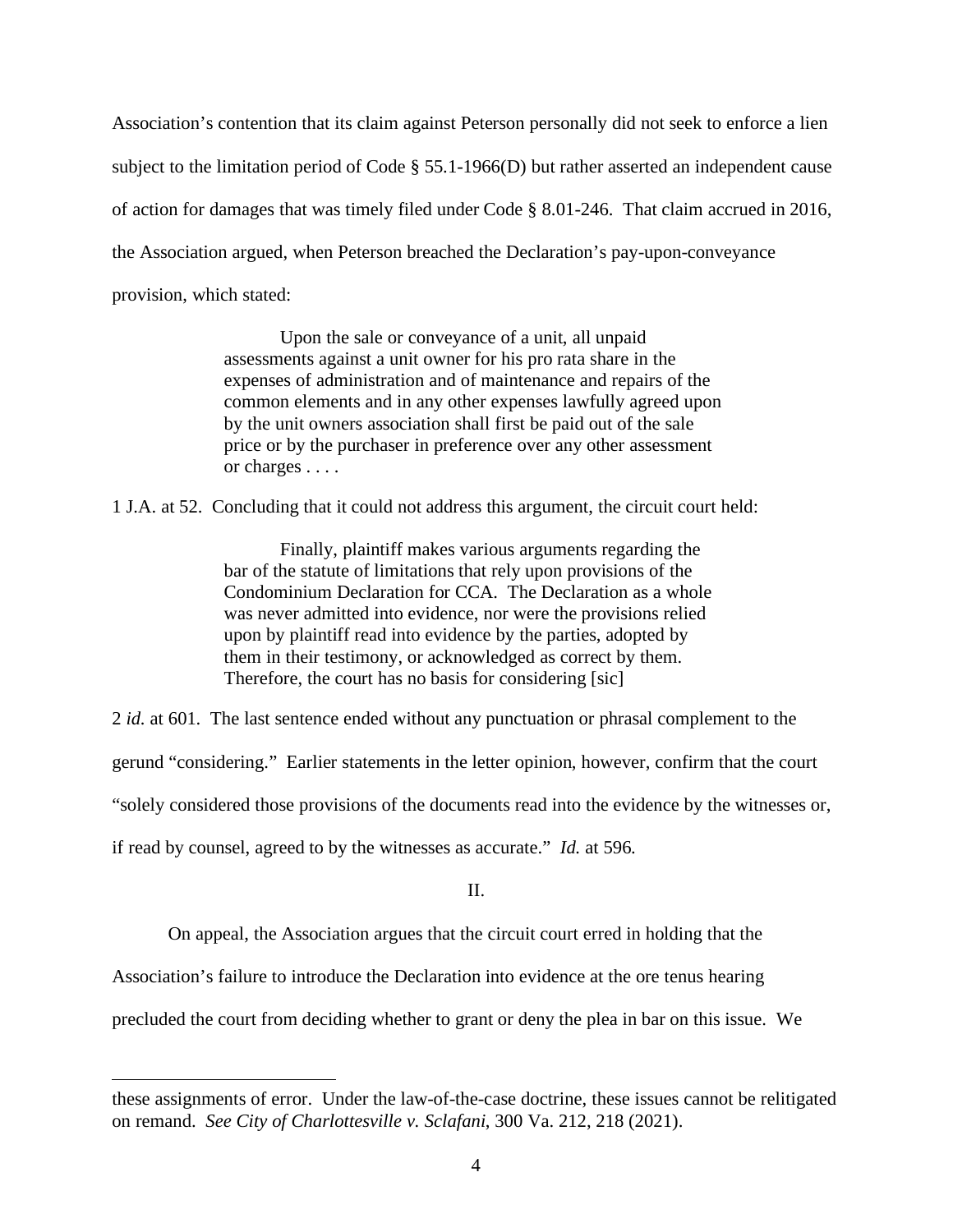Association's contention that its claim against Peterson personally did not seek to enforce a lien subject to the limitation period of Code § 55.1-1966(D) but rather asserted an independent cause of action for damages that was timely filed under Code § 8.01-246. That claim accrued in 2016, the Association argued, when Peterson breached the Declaration's pay-upon-conveyance provision, which stated:

> Upon the sale or conveyance of a unit, all unpaid assessments against a unit owner for his pro rata share in the expenses of administration and of maintenance and repairs of the common elements and in any other expenses lawfully agreed upon by the unit owners association shall first be paid out of the sale price or by the purchaser in preference over any other assessment or charges . . . .

1 J.A. at 52. Concluding that it could not address this argument, the circuit court held:

> Finally, plaintiff makes various arguments regarding the bar of the statute of limitations that rely upon provisions of the Condominium Declaration for CCA. The Declaration as a whole was never admitted into evidence, nor were the provisions relied upon by plaintiff read into evidence by the parties, adopted by them in their testimony, or acknowledged as correct by them. Therefore, the court has no basis for considering [sic]

2 *id.* at 601. The last sentence ended without any punctuation or phrasal complement to the gerund "considering." Earlier statements in the letter opinion, however, confirm that the court "solely considered those provisions of the documents read into the evidence by the witnesses or, if read by counsel, agreed to by the witnesses as accurate." *Id.* at 596.

## II.

On appeal, the Association argues that the circuit court erred in holding that the Association's failure to introduce the Declaration into evidence at the ore tenus hearing precluded the court from deciding whether to grant or deny the plea in bar on this issue. We

---

these assignments of error. Under the law-of-the-case doctrine, these issues cannot be relitigated on remand. *See City of Charlottesville v. Sclafani*, 300 Va. 212, 218 (2021).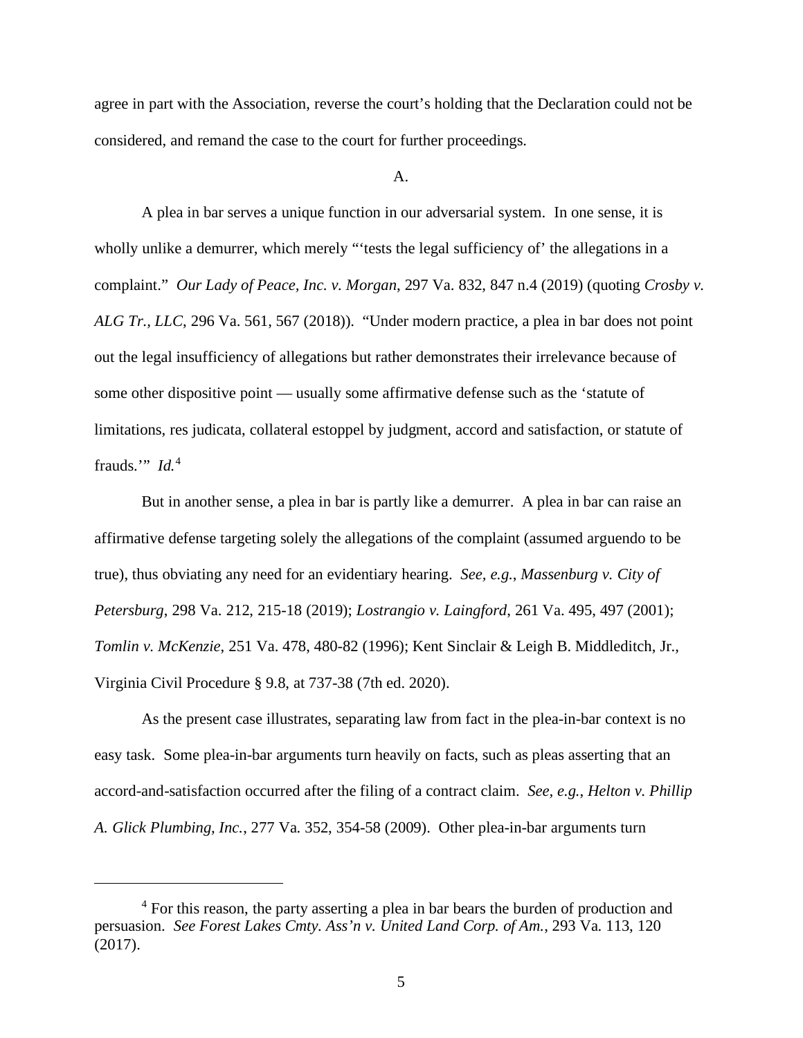agree in part with the Association, reverse the court's holding that the Declaration could not be considered, and remand the case to the court for further proceedings.

A.

A plea in bar serves a unique function in our adversarial system. In one sense, it is wholly unlike a demurrer, which merely "'tests the legal sufficiency of' the allegations in a complaint." *Our Lady of Peace, Inc. v. Morgan*, 297 Va. 832, 847 n.4 (2019) (quoting *Crosby v. ALG Tr., LLC*, 296 Va. 561, 567 (2018)). "Under modern practice, a plea in bar does not point out the legal insufficiency of allegations but rather demonstrates their irrelevance because of some other dispositive point — usually some affirmative defense such as the 'statute of limitations, res judicata, collateral estoppel by judgment, accord and satisfaction, or statute of frauds.'" *Id.*[4]

But in another sense, a plea in bar is partly like a demurrer. A plea in bar can raise an affirmative defense targeting solely the allegations of the complaint (assumed arguendo to be true), thus obviating any need for an evidentiary hearing. *See, e.g.*, *Massenburg v. City of Petersburg*, 298 Va. 212, 215-18 (2019); *Lostrangio v. Laingford*, 261 Va. 495, 497 (2001); *Tomlin v. McKenzie*, 251 Va. 478, 480-82 (1996); Kent Sinclair & Leigh B. Middleditch, Jr., Virginia Civil Procedure § 9.8, at 737-38 (7th ed. 2020).

As the present case illustrates, separating law from fact in the plea-in-bar context is no easy task. Some plea-in-bar arguments turn heavily on facts, such as pleas asserting that an accord-and-satisfaction occurred after the filing of a contract claim. *See, e.g.*, *Helton v. Phillip A. Glick Plumbing, Inc.*, 277 Va. 352, 354-58 (2009). Other plea-in-bar arguments turn

---

[4] For this reason, the party asserting a plea in bar bears the burden of production and persuasion. *See Forest Lakes Cmty. Ass'n v. United Land Corp. of Am.*, 293 Va. 113, 120 (2017).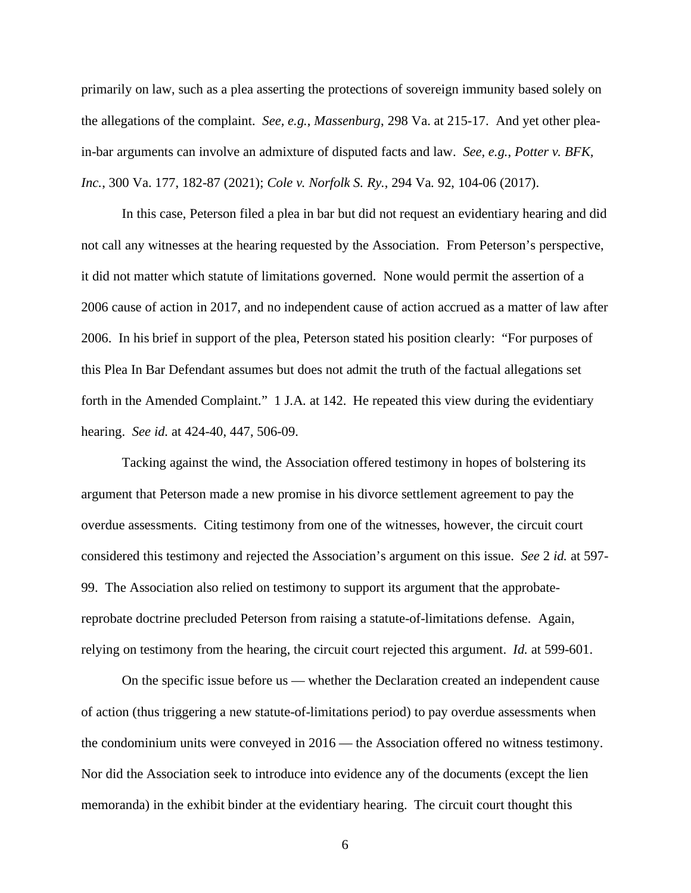primarily on law, such as a plea asserting the protections of sovereign immunity based solely on the allegations of the complaint. *See, e.g.*, *Massenburg*, 298 Va. at 215-17. And yet other plea-in-bar arguments can involve an admixture of disputed facts and law. *See, e.g.*, *Potter v. BFK, Inc.*, 300 Va. 177, 182-87 (2021); *Cole v. Norfolk S. Ry.*, 294 Va. 92, 104-06 (2017).

In this case, Peterson filed a plea in bar but did not request an evidentiary hearing and did not call any witnesses at the hearing requested by the Association. From Peterson's perspective, it did not matter which statute of limitations governed. None would permit the assertion of a 2006 cause of action in 2017, and no independent cause of action accrued as a matter of law after 2006. In his brief in support of the plea, Peterson stated his position clearly: "For purposes of this Plea In Bar Defendant assumes but does not admit the truth of the factual allegations set forth in the Amended Complaint." 1 J.A. at 142. He repeated this view during the evidentiary hearing. *See id.* at 424-40, 447, 506-09.

Tacking against the wind, the Association offered testimony in hopes of bolstering its argument that Peterson made a new promise in his divorce settlement agreement to pay the overdue assessments. Citing testimony from one of the witnesses, however, the circuit court considered this testimony and rejected the Association's argument on this issue. *See* 2 *id.* at 597-99. The Association also relied on testimony to support its argument that the approbate-reprobate doctrine precluded Peterson from raising a statute-of-limitations defense. Again, relying on testimony from the hearing, the circuit court rejected this argument. *Id.* at 599-601.

On the specific issue before us — whether the Declaration created an independent cause of action (thus triggering a new statute-of-limitations period) to pay overdue assessments when the condominium units were conveyed in 2016 — the Association offered no witness testimony. Nor did the Association seek to introduce into evidence any of the documents (except the lien memoranda) in the exhibit binder at the evidentiary hearing. The circuit court thought this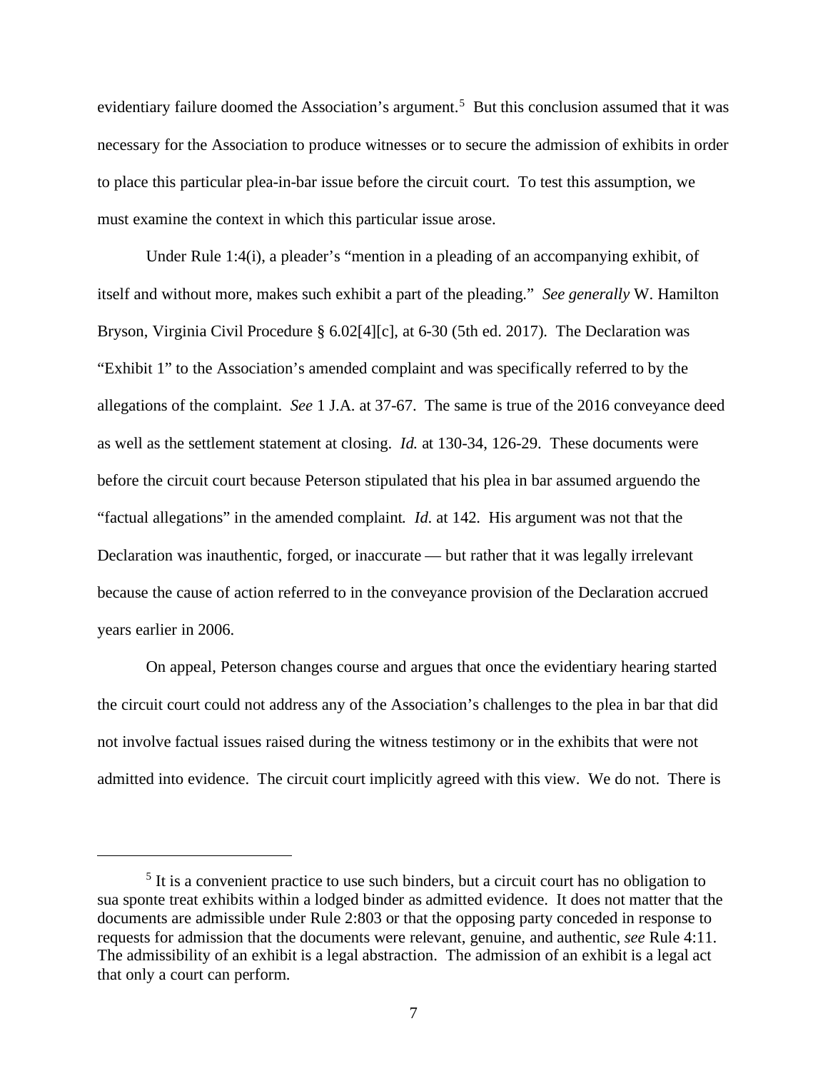evidentiary failure doomed the Association's argument.[5] But this conclusion assumed that it was necessary for the Association to produce witnesses or to secure the admission of exhibits in order to place this particular plea-in-bar issue before the circuit court. To test this assumption, we must examine the context in which this particular issue arose.

Under Rule 1:4(i), a pleader's "mention in a pleading of an accompanying exhibit, of itself and without more, makes such exhibit a part of the pleading." *See generally* W. Hamilton Bryson, Virginia Civil Procedure § 6.02[4][c], at 6-30 (5th ed. 2017). The Declaration was "Exhibit 1" to the Association's amended complaint and was specifically referred to by the allegations of the complaint*. See* 1 J.A. at 37-67. The same is true of the 2016 conveyance deed as well as the settlement statement at closing. *Id.* at 130-34, 126-29. These documents were before the circuit court because Peterson stipulated that his plea in bar assumed arguendo the "factual allegations" in the amended complaint*. Id.* at 142. His argument was not that the Declaration was inauthentic, forged, or inaccurate — but rather that it was legally irrelevant because the cause of action referred to in the conveyance provision of the Declaration accrued years earlier in 2006.

On appeal, Peterson changes course and argues that once the evidentiary hearing started the circuit court could not address any of the Association's challenges to the plea in bar that did not involve factual issues raised during the witness testimony or in the exhibits that were not admitted into evidence. The circuit court implicitly agreed with this view. We do not. There is

---

[5] It is a convenient practice to use such binders, but a circuit court has no obligation to sua sponte treat exhibits within a lodged binder as admitted evidence. It does not matter that the documents are admissible under Rule 2:803 or that the opposing party conceded in response to requests for admission that the documents were relevant, genuine, and authentic, *see* Rule 4:11. The admissibility of an exhibit is a legal abstraction. The admission of an exhibit is a legal act that only a court can perform.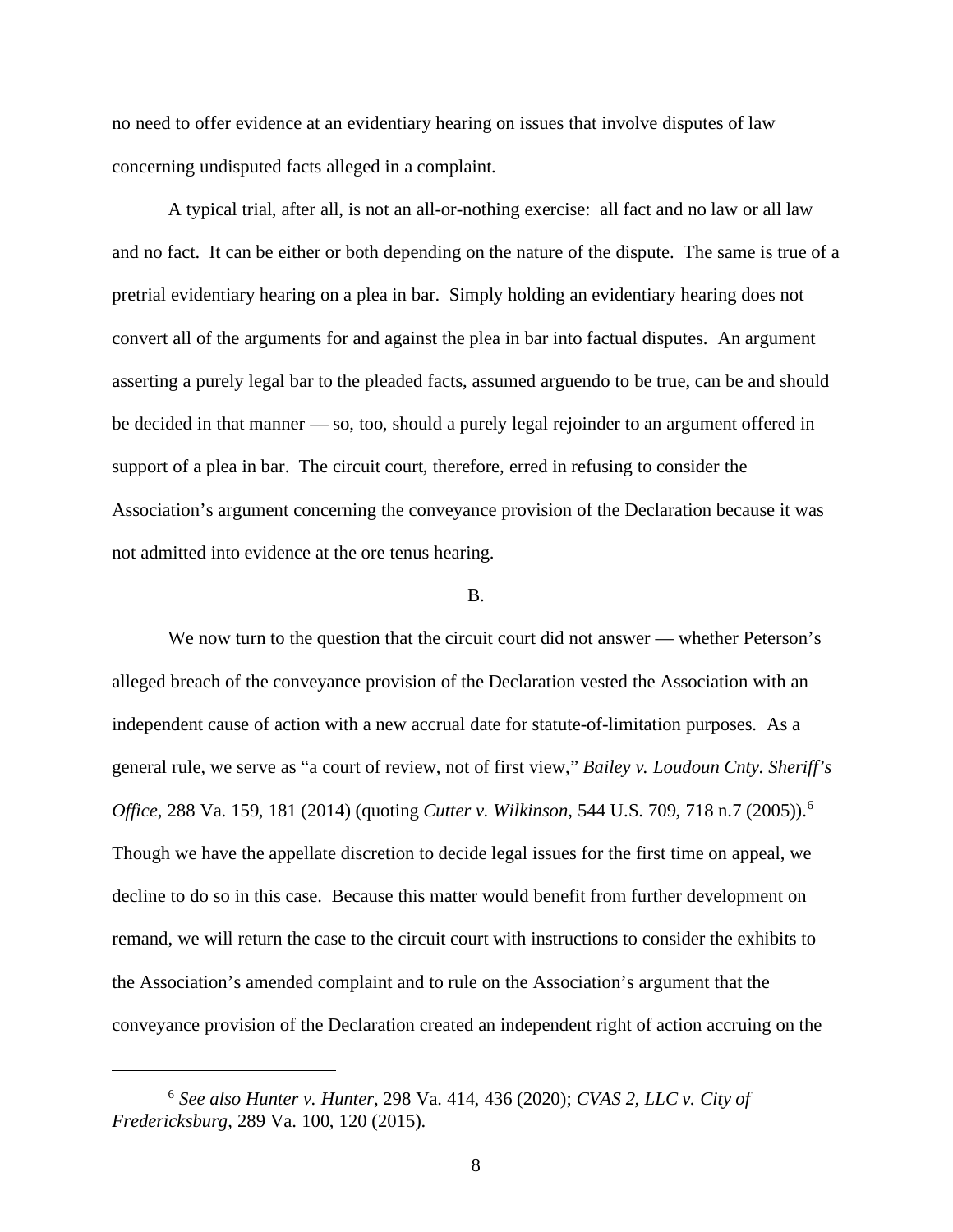no need to offer evidence at an evidentiary hearing on issues that involve disputes of law concerning undisputed facts alleged in a complaint.

A typical trial, after all, is not an all-or-nothing exercise: all fact and no law or all law and no fact. It can be either or both depending on the nature of the dispute. The same is true of a pretrial evidentiary hearing on a plea in bar. Simply holding an evidentiary hearing does not convert all of the arguments for and against the plea in bar into factual disputes. An argument asserting a purely legal bar to the pleaded facts, assumed arguendo to be true, can be and should be decided in that manner — so, too, should a purely legal rejoinder to an argument offered in support of a plea in bar. The circuit court, therefore, erred in refusing to consider the Association's argument concerning the conveyance provision of the Declaration because it was not admitted into evidence at the ore tenus hearing.

B.

We now turn to the question that the circuit court did not answer — whether Peterson's alleged breach of the conveyance provision of the Declaration vested the Association with an independent cause of action with a new accrual date for statute-of-limitation purposes. As a general rule, we serve as "a court of review, not of first view," *Bailey v. Loudoun Cnty. Sheriff's Office*, 288 Va. 159, 181 (2014) (quoting *Cutter v. Wilkinson*, 544 U.S. 709, 718 n.7 (2005)).[6] Though we have the appellate discretion to decide legal issues for the first time on appeal, we decline to do so in this case. Because this matter would benefit from further development on remand, we will return the case to the circuit court with instructions to consider the exhibits to the Association's amended complaint and to rule on the Association's argument that the conveyance provision of the Declaration created an independent right of action accruing on the

---

[6] *See also Hunter v. Hunter*, 298 Va. 414, 436 (2020); *CVAS 2, LLC v. City of Fredericksburg*, 289 Va. 100, 120 (2015).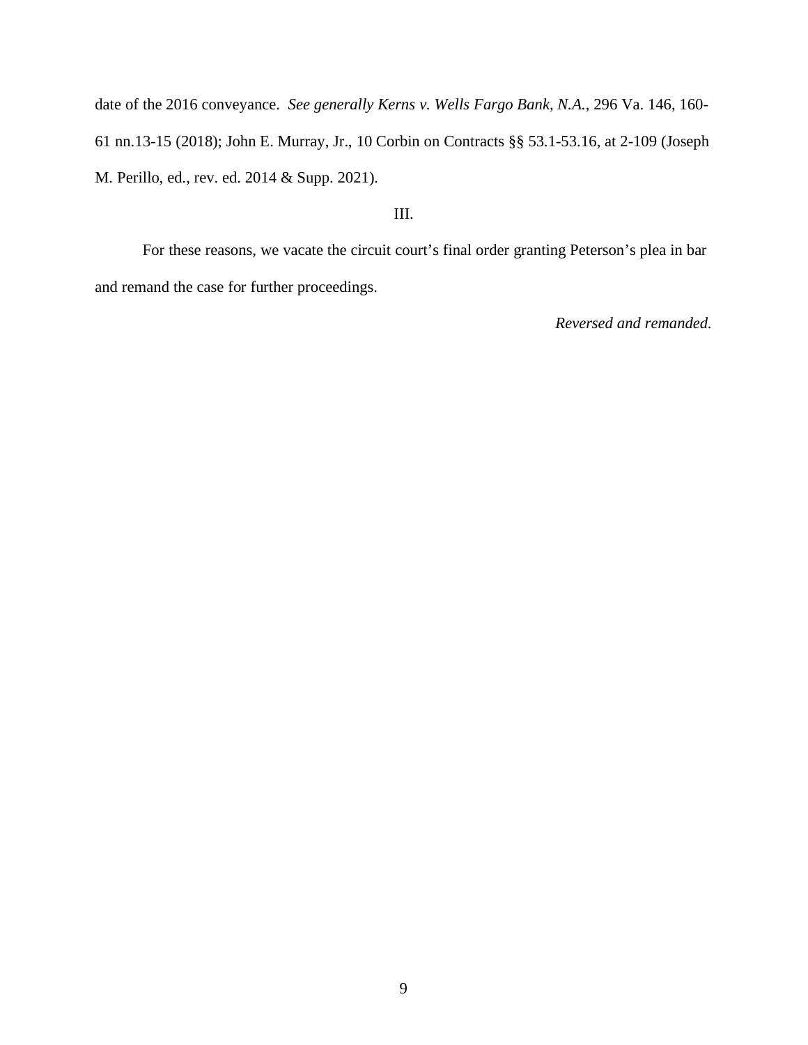date of the 2016 conveyance. *See generally Kerns v. Wells Fargo Bank, N.A.*, 296 Va. 146, 160-61 nn.13-15 (2018); John E. Murray, Jr., 10 Corbin on Contracts §§ 53.1-53.16, at 2-109 (Joseph M. Perillo, ed., rev. ed. 2014 & Supp. 2021).

III.

For these reasons, we vacate the circuit court's final order granting Peterson's plea in bar and remand the case for further proceedings.

*Reversed and remanded.*